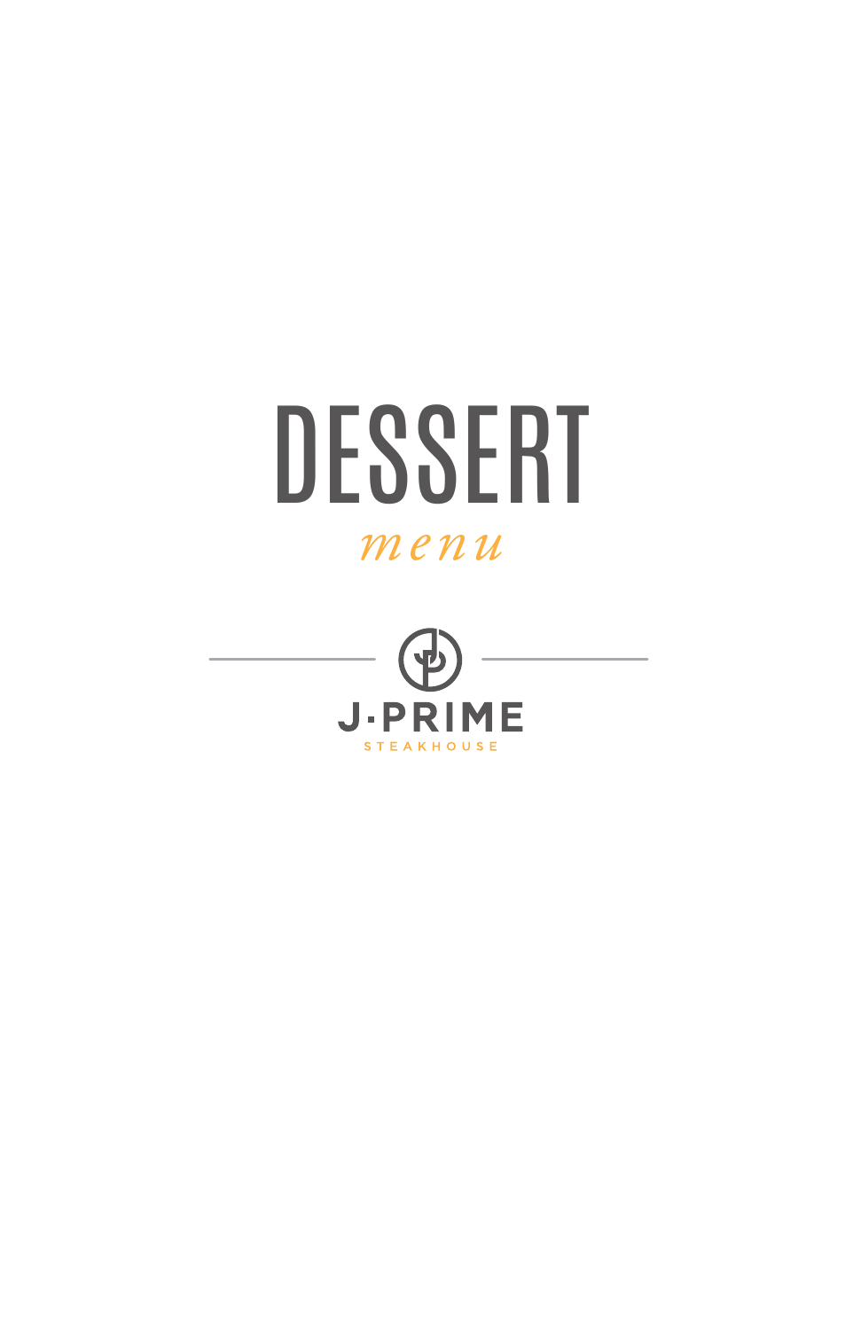# DESSERT

*menu*

J·PRIME

STEAKHOUSE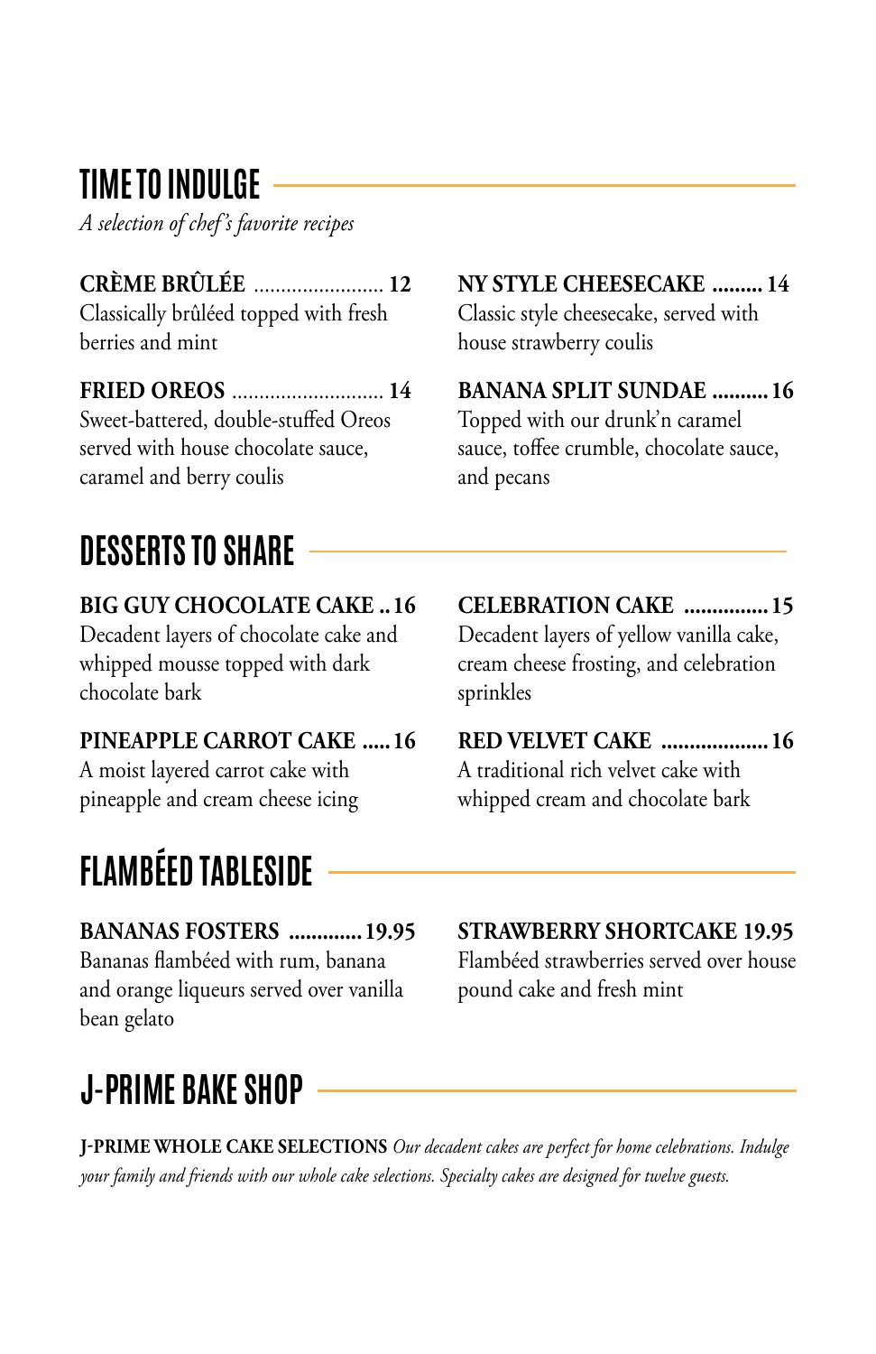## TIME TO INDULGE

*A selection of chef's favorite recipes*

**CRÈME BRÛLÉE** ........................ **12**
Classically brûléed topped with fresh berries and mint

**FRIED OREOS** ............................ **14**
Sweet-battered, double-stuffed Oreos served with house chocolate sauce, caramel and berry coulis

**NY STYLE CHEESECAKE ......... 14**
Classic style cheesecake, served with house strawberry coulis

**BANANA SPLIT SUNDAE .......... 16**
Topped with our drunk'n caramel sauce, toffee crumble, chocolate sauce, and pecans

## DESSERTS TO SHARE

**BIG GUY CHOCOLATE CAKE .. 16**
Decadent layers of chocolate cake and whipped mousse topped with dark chocolate bark

**PINEAPPLE CARROT CAKE ..... 16**
A moist layered carrot cake with pineapple and cream cheese icing

**CELEBRATION CAKE ............... 15**
Decadent layers of yellow vanilla cake, cream cheese frosting, and celebration sprinkles

**RED VELVET CAKE ................... 16**
A traditional rich velvet cake with whipped cream and chocolate bark

## FLAMBÉED TABLESIDE

**BANANAS FOSTERS ............. 19.95**
Bananas flambéed with rum, banana and orange liqueurs served over vanilla bean gelato

**STRAWBERRY SHORTCAKE 19.95**
Flambéed strawberries served over house pound cake and fresh mint

## J-PRIME BAKE SHOP

**J-PRIME WHOLE CAKE SELECTIONS** *Our decadent cakes are perfect for home celebrations. Indulge your family and friends with our whole cake selections. Specialty cakes are designed for twelve guests.*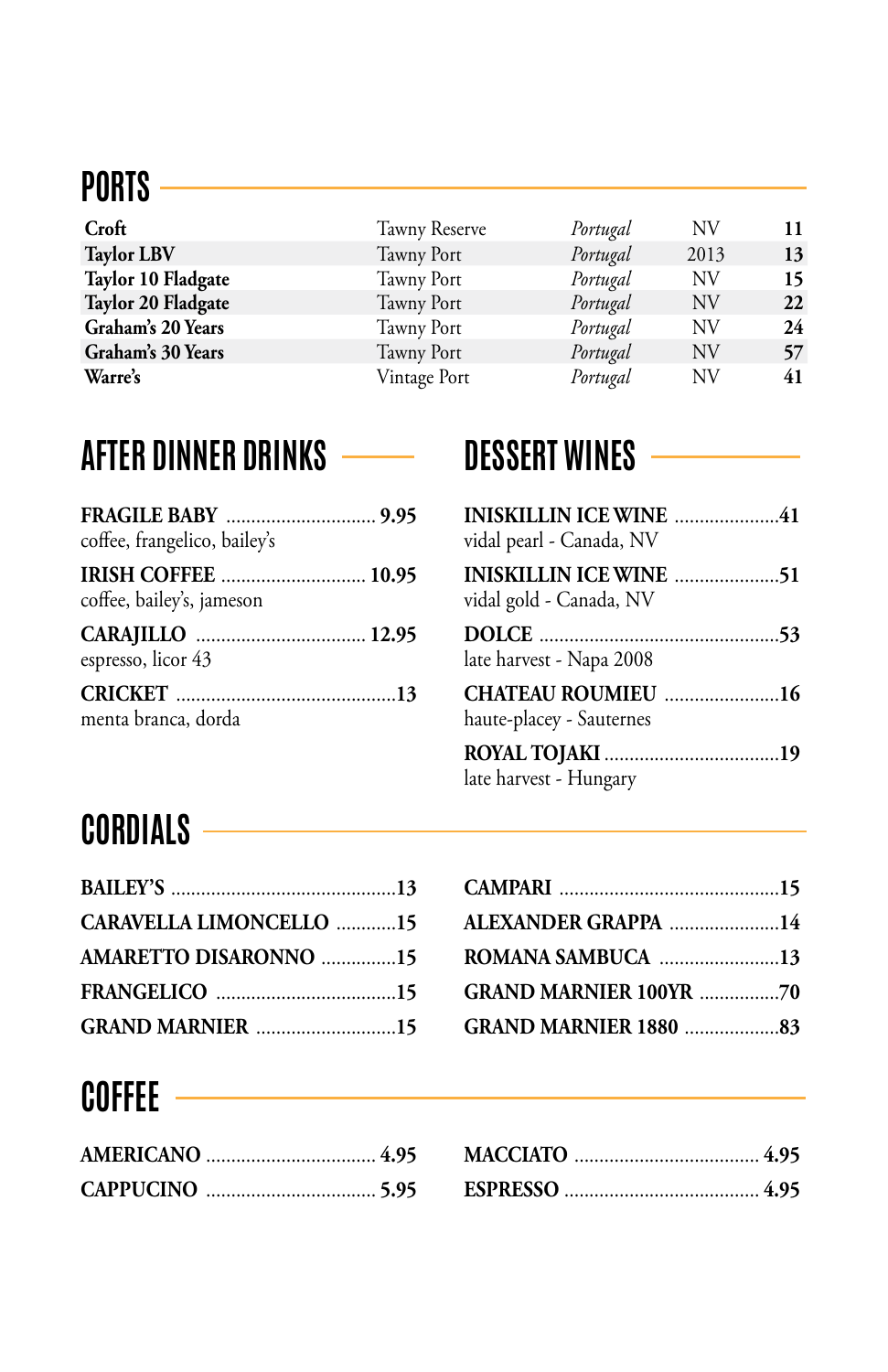## PORTS

| | | | | |
|---|---|---|---|---|
| **Croft** | Tawny Reserve | *Portugal* | NV | **11** |
| **Taylor LBV** | Tawny Port | *Portugal* | 2013 | **13** |
| **Taylor 10 Fladgate** | Tawny Port | *Portugal* | NV | **15** |
| **Taylor 20 Fladgate** | Tawny Port | *Portugal* | NV | **22** |
| **Graham's 20 Years** | Tawny Port | *Portugal* | NV | **24** |
| **Graham's 30 Years** | Tawny Port | *Portugal* | NV | **57** |
| **Warre's** | Vintage Port | *Portugal* | NV | **41** |

## AFTER DINNER DRINKS

**FRAGILE BABY .............................. 9.95**
coffee, frangelico, bailey's

**IRISH COFFEE ............................ 10.95**
coffee, bailey's, jameson

**CARAJILLO ................................. 12.95**
espresso, licor 43

**CRICKET ............................................13**
menta branca, dorda

## DESSERT WINES

**INISKILLIN ICE WINE ....................41**
vidal pearl - Canada, NV

**INISKILLIN ICE WINE ....................51**
vidal gold - Canada, NV

**DOLCE ...............................................53**
late harvest - Napa 2008

**CHATEAU ROUMIEU .......................16**
haute-placey - Sauternes

**ROYAL TOJAKI ..................................19**
late harvest - Hungary

## CORDIALS

**BAILEY'S ............................................13**

**CARAVELLA LIMONCELLO ............15**

**AMARETTO DISARONNO ...............15**

**FRANGELICO ...................................15**

**GRAND MARNIER ............................15**

**CAMPARI ...........................................15**

**ALEXANDER GRAPPA ......................14**

**ROMANA SAMBUCA ........................13**

**GRAND MARNIER 100YR ................70**

**GRAND MARNIER 1880 ...................83**

## COFFEE

**AMERICANO ................................. 4.95**

**CAPPUCINO ................................. 5.95**

**MACCIATO .................................... 4.95**

**ESPRESSO ...................................... 4.95**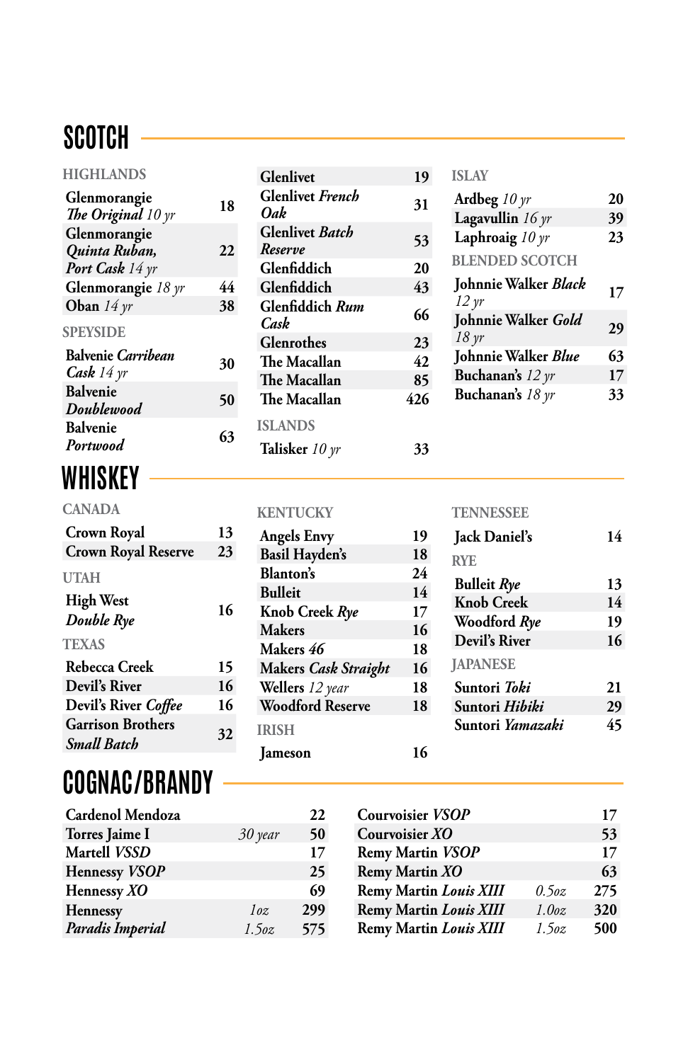# SCOTCH

### HIGHLANDS

| | |
|---|---|
| Glenmorangie *The Original 10 yr* | 18 |
| Glenmorangie *Quinta Ruban, Port Cask 14 yr* | 22 |
| Glenmorangie *18 yr* | 44 |
| Oban *14 yr* | 38 |

### SPEYSIDE

| | |
|---|---|
| Balvenie *Carribean Cask 14 yr* | 30 |
| Balvenie *Doublewood* | 50 |
| Balvenie *Portwood* | 63 |
| Glenlivet | 19 |
| Glenlivet *French Oak* | 31 |
| Glenlivet *Batch Reserve* | 53 |
| Glenfiddich | 20 |
| Glenfiddich | 43 |
| Glenfiddich *Rum Cask* | 66 |
| Glenrothes | 23 |
| The Macallan | 42 |
| The Macallan | 85 |
| The Macallan | 426 |

### ISLANDS

| | |
|---|---|
| Talisker *10 yr* | 33 |

### ISLAY

| | |
|---|---|
| Ardbeg *10 yr* | 20 |
| Lagavullin *16 yr* | 39 |
| Laphroaig *10 yr* | 23 |

### BLENDED SCOTCH

| | |
|---|---|
| Johnnie Walker *Black 12 yr* | 17 |
| Johnnie Walker *Gold 18 yr* | 29 |
| Johnnie Walker *Blue* | 63 |
| Buchanan's *12 yr* | 17 |
| Buchanan's *18 yr* | 33 |

# WHISKEY

### CANADA

| | |
|---|---|
| Crown Royal | 13 |
| Crown Royal Reserve | 23 |

### UTAH

| | |
|---|---|
| High West *Double Rye* | 16 |

### TEXAS

| | |
|---|---|
| Rebecca Creek | 15 |
| Devil's River | 16 |
| Devil's River *Coffee* | 16 |
| Garrison Brothers *Small Batch* | 32 |

### KENTUCKY

| | |
|---|---|
| Angels Envy | 19 |
| Basil Hayden's | 18 |
| Blanton's | 24 |
| Bulleit | 14 |
| Knob Creek *Rye* | 17 |
| Makers | 16 |
| Makers *46* | 18 |
| Makers *Cask Straight* | 16 |
| Wellers *12 year* | 18 |
| Woodford Reserve | 18 |

### IRISH

| | |
|---|---|
| Jameson | 16 |

### TENNESSEE

| | |
|---|---|
| Jack Daniel's | 14 |

### RYE

| | |
|---|---|
| Bulleit *Rye* | 13 |
| Knob Creek | 14 |
| Woodford *Rye* | 19 |
| Devil's River | 16 |

### JAPANESE

| | |
|---|---|
| Suntori *Toki* | 21 |
| Suntori *Hibiki* | 29 |
| Suntori *Yamazaki* | 45 |

# COGNAC/BRANDY

| | | |
|---|---|---|
| Cardenol Mendoza | | 22 |
| Torres Jaime I | *30 year* | 50 |
| Martell *VSSD* | | 17 |
| Hennessy *VSOP* | | 25 |
| Hennessy *XO* | | 69 |
| Hennessy *Paradis Imperial* | *1oz* | 299 |
| | *1.5oz* | 575 |
| Courvoisier *VSOP* | | 17 |
| Courvoisier *XO* | | 53 |
| Remy Martin *VSOP* | | 17 |
| Remy Martin *XO* | | 63 |
| Remy Martin *Louis XIII* | *0.5oz* | 275 |
| Remy Martin *Louis XIII* | *1.0oz* | 320 |
| Remy Martin *Louis XIII* | *1.5oz* | 500 |